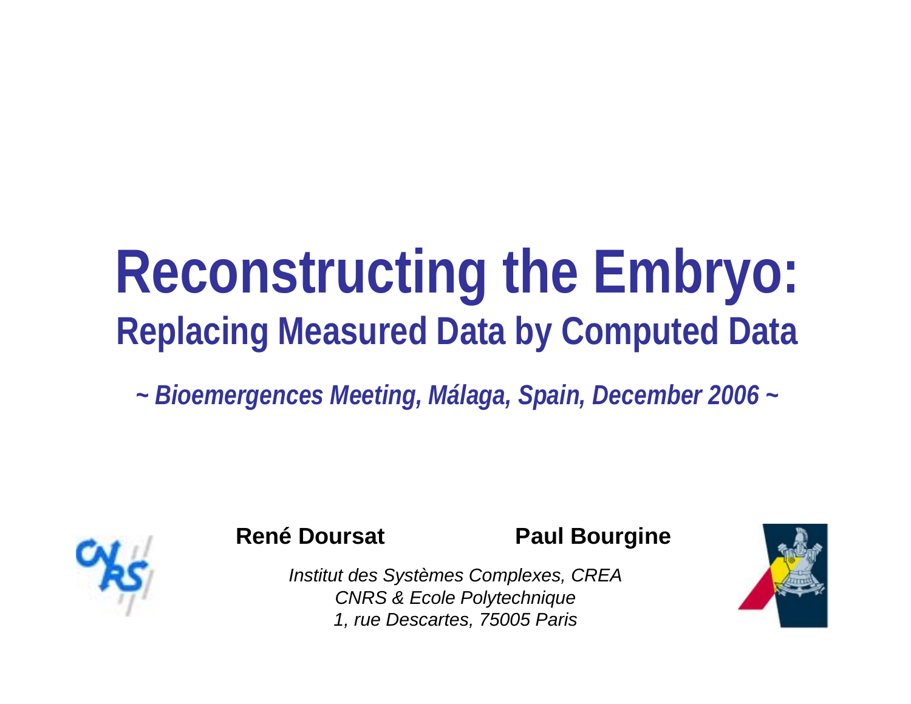# Reconstructing the Embryo:

## Replacing Measured Data by Computed Data

*~ Bioemergences Meeting, Málaga, Spain, December 2006 ~*

**René Doursat** **Paul Bourgine**

*Institut des Systèmes Complexes, CREA*
*CNRS & Ecole Polytechnique*
*1, rue Descartes, 75005 Paris*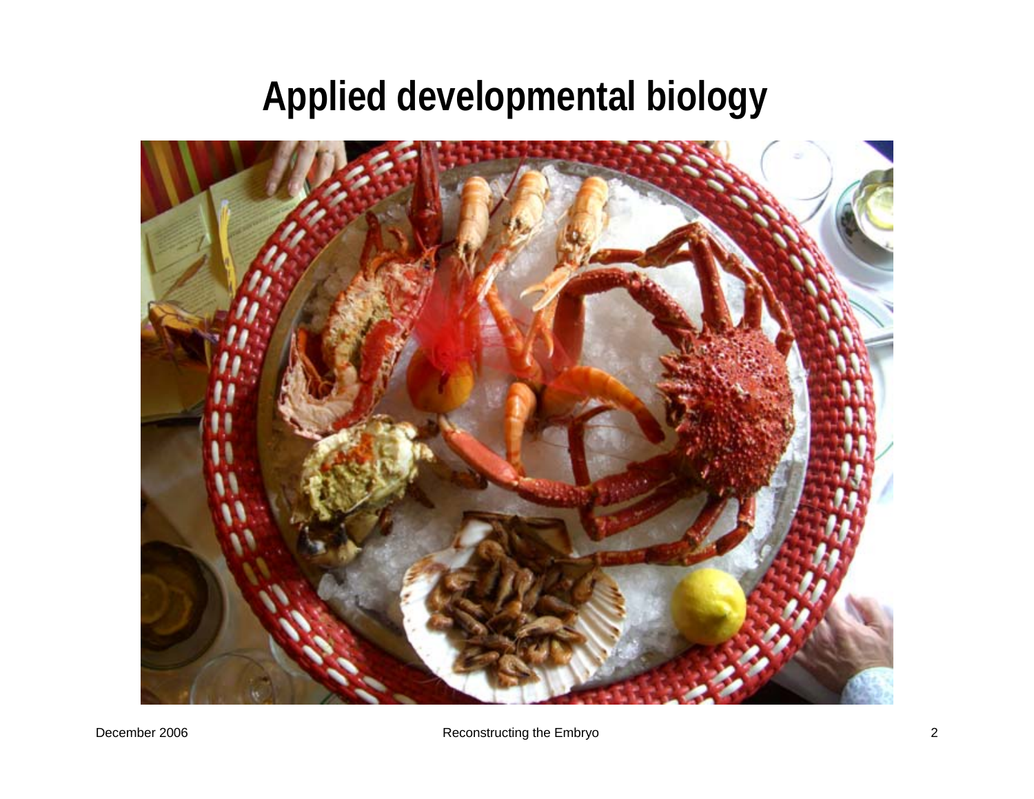# Applied developmental biology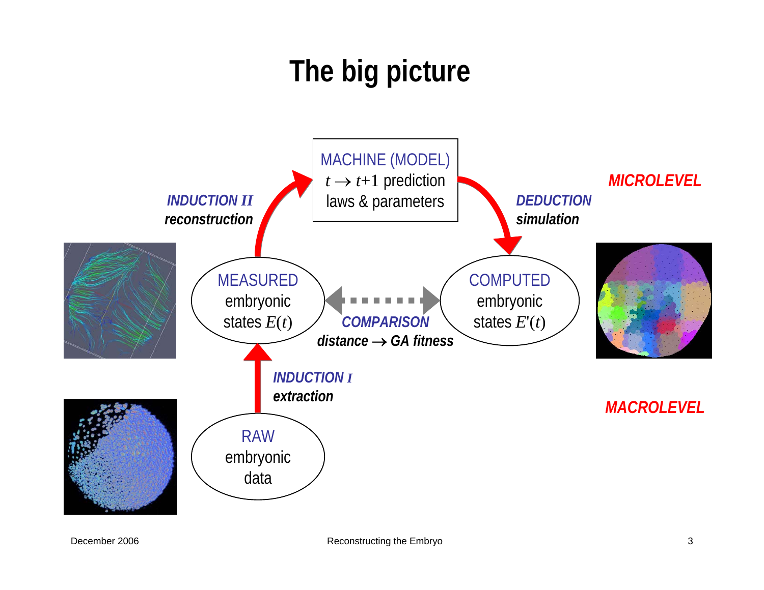# The big picture

MACHINE (MODEL)
$t \rightarrow t+1$ prediction
laws & parameters

***INDUCTION II***
***reconstruction***

***DEDUCTION***
***simulation***

***MICROLEVEL***

MEASURED
embryonic
states $E(t)$

COMPUTED
embryonic
states $E'(t)$

***COMPARISON***
***distance*** $\rightarrow$ ***GA fitness***

***INDUCTION I***
***extraction***

***MACROLEVEL***

RAW
embryonic
data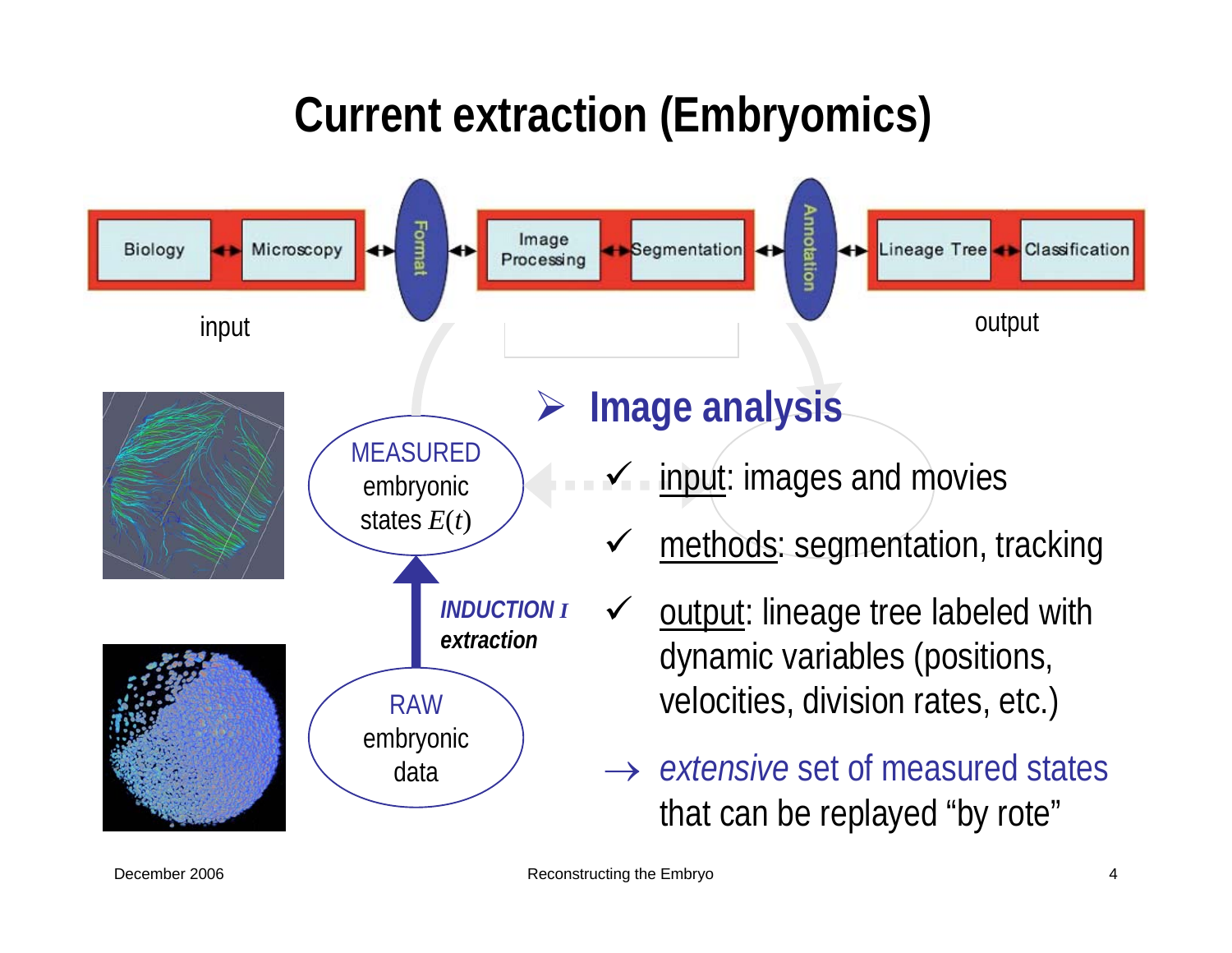# Current extraction (Embryomics)

Biology ↔ Microscopy ↔ Format ↔ Image Processing ↔ Segmentation ↔ Annotation ↔ Lineage Tree ↔ Classification

input

output

MEASURED embryonic states $E(t)$

*INDUCTION I extraction*

RAW embryonic data

- **Image analysis**
  - ✓ input: images and movies
  - ✓ methods: segmentation, tracking
  - ✓ output: lineage tree labeled with dynamic variables (positions, velocities, division rates, etc.)

  → *extensive* set of measured states that can be replayed "by rote"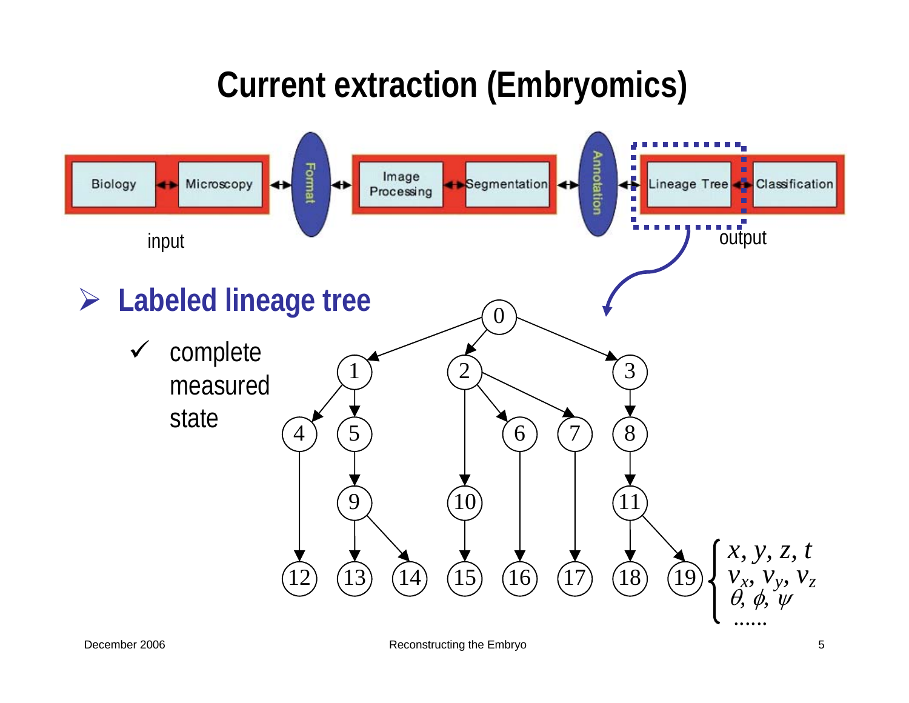# Current extraction (Embryomics)

Biology ↔ Microscopy ↔ Format ↔ Image Processing ↔ Segmentation ↔ Annotation ↔ Lineage Tree ↔ Classification

input

output

- **Labeled lineage tree**
  - ✓ complete measured state

0

1 2 3

4 5 6 7 8

9 10 11

12 13 14 15 16 17 18 19

$x, y, z, t$

$v_x, v_y, v_z$

$\theta, \phi, \psi$

……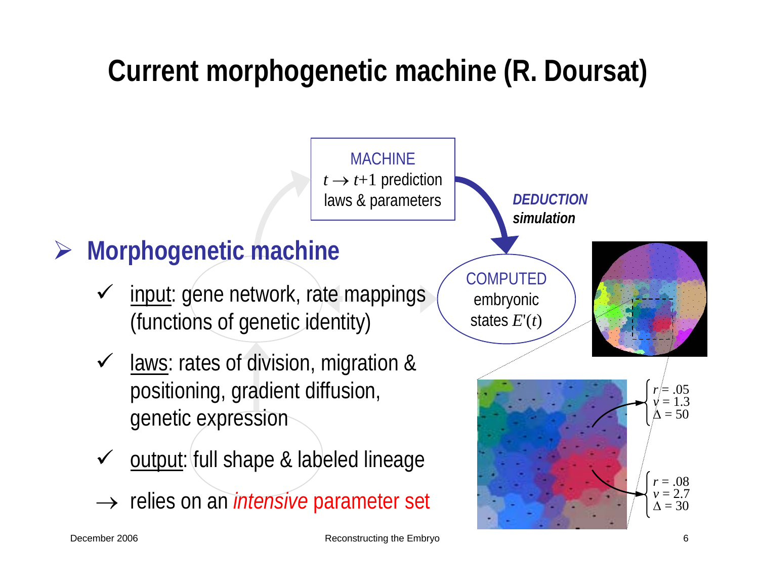# Current morphogenetic machine (R. Doursat)

MACHINE
$t \rightarrow t+1$ prediction
laws & parameters

***DEDUCTION***
***simulation***

COMPUTED
embryonic
states $E'(t)$

- **Morphogenetic machine**
  - ✓ input: gene network, rate mappings (functions of genetic identity)
  - ✓ laws: rates of division, migration & positioning, gradient diffusion, genetic expression
  - ✓ output: full shape & labeled lineage
  - → relies on an *intensive* parameter set

$r = .05$
$v = 1.3$
$\Delta = 50$

$r = .08$
$v = 2.7$
$\Delta = 30$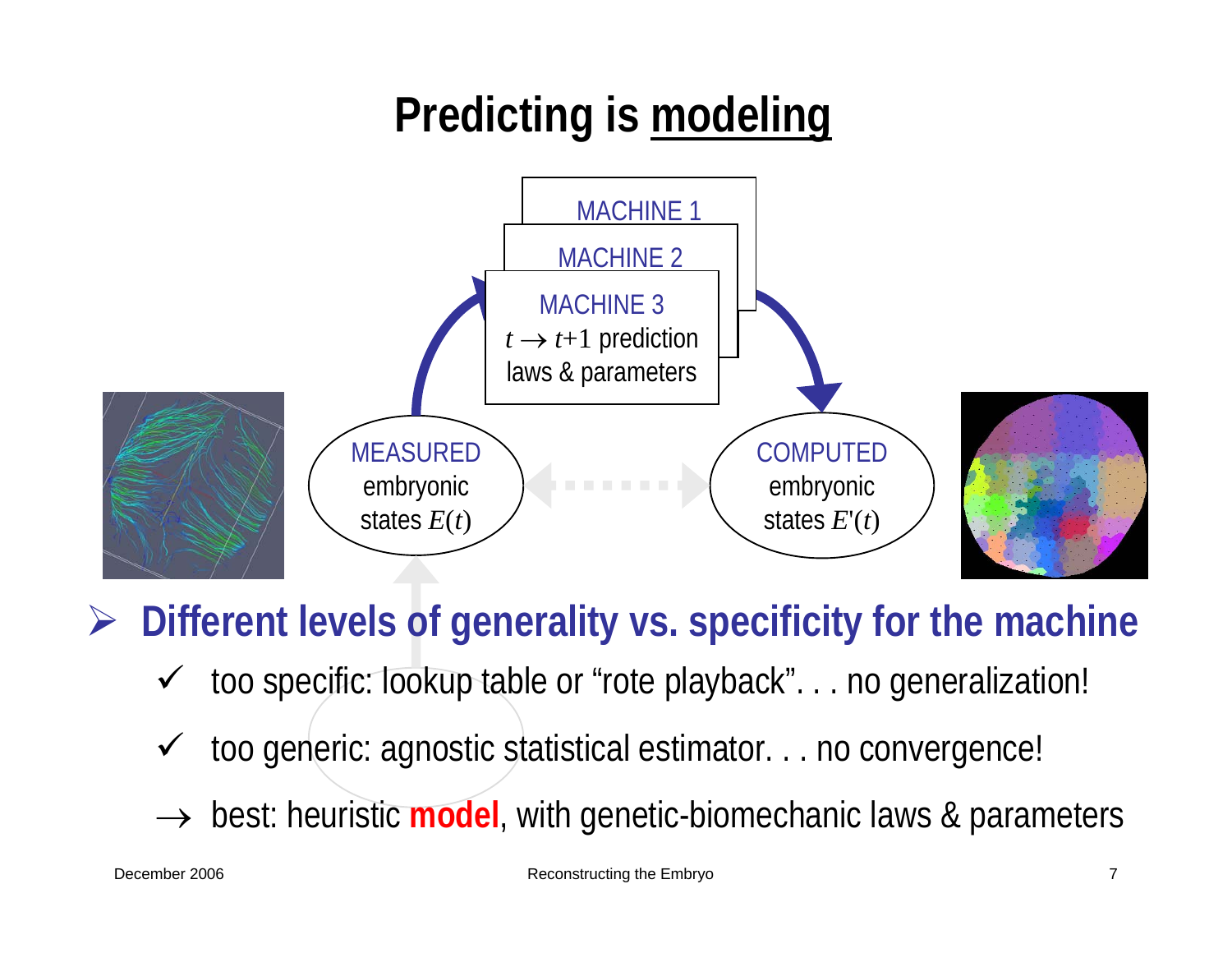# Predicting is modeling

MACHINE 1

MACHINE 2

MACHINE 3

$t \rightarrow t+1$ prediction

laws & parameters

MEASURED embryonic states $E(t)$

COMPUTED embryonic states $E'(t)$

- **Different levels of generality vs. specificity for the machine**
  - ✓ too specific: lookup table or "rote playback". . . no generalization!
  - ✓ too generic: agnostic statistical estimator. . . no convergence!
  - → best: heuristic **model**, with genetic-biomechanic laws & parameters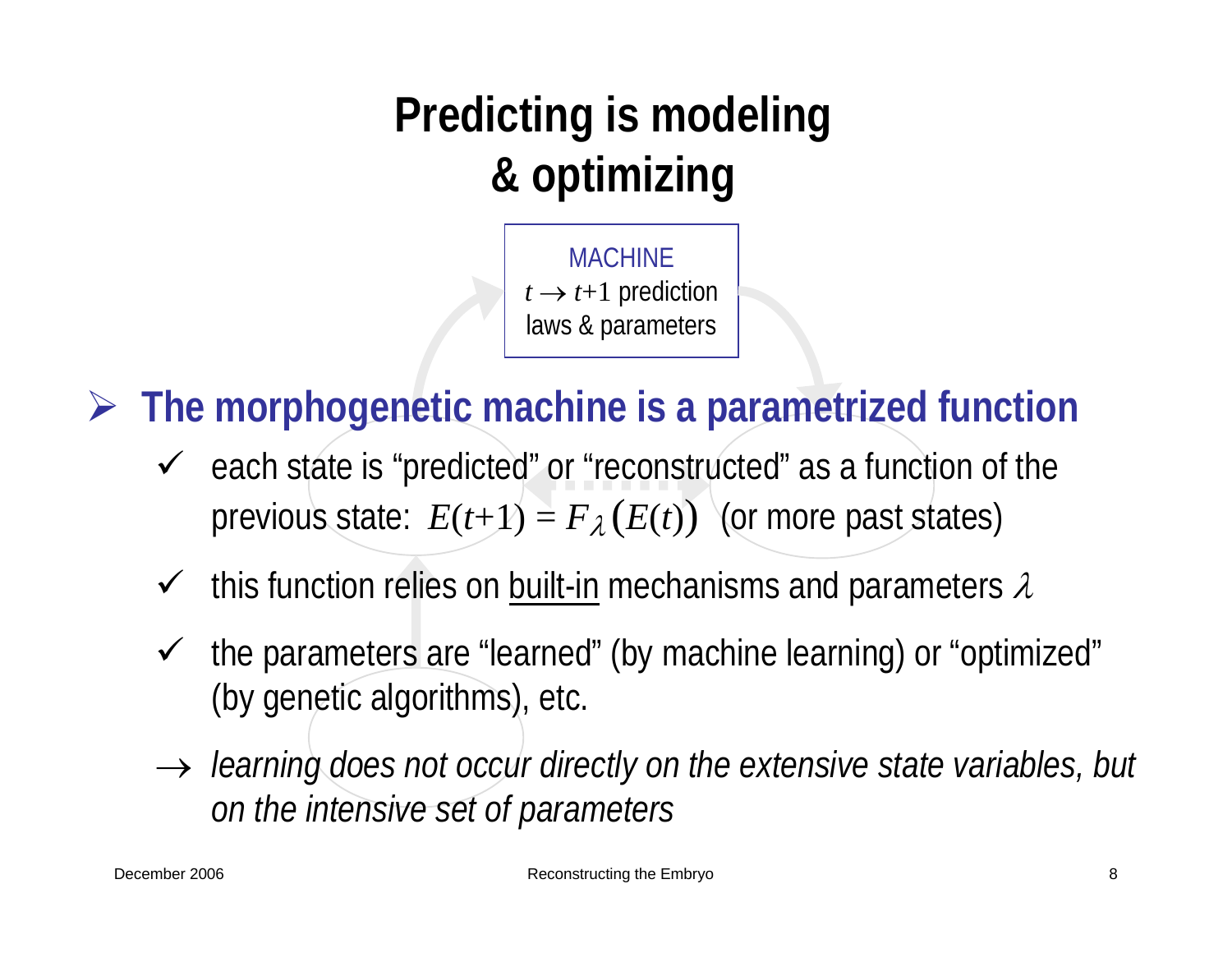# Predicting is modeling & optimizing

MACHINE
$t \rightarrow t+1$ prediction
laws & parameters

- **The morphogenetic machine is a parametrized function**
  - ✓ each state is "predicted" or "reconstructed" as a function of the previous state: $E(t+1) = F_{\lambda}(E(t))$ (or more past states)
  - ✓ this function relies on built-in mechanisms and parameters $\lambda$
  - ✓ the parameters are "learned" (by machine learning) or "optimized" (by genetic algorithms), etc.
  - → *learning does not occur directly on the extensive state variables, but on the intensive set of parameters*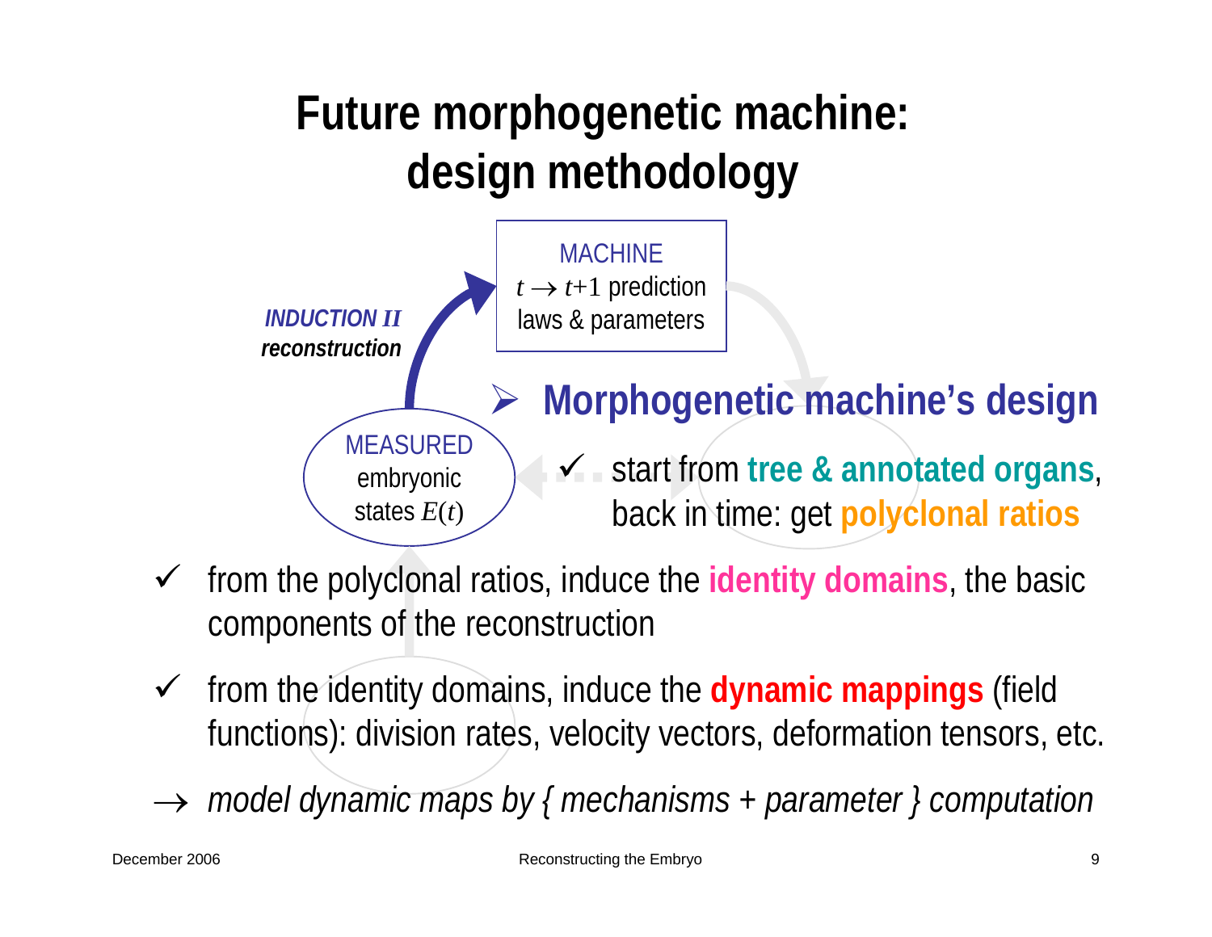# Future morphogenetic machine: design methodology

MACHINE
$t \rightarrow t+1$ prediction
laws & parameters

*INDUCTION II*
*reconstruction*

MEASURED
embryonic
states $E(t)$

- **Morphogenetic machine's design**
  - ✓ start from **tree & annotated organs**, back in time: get **polyclonal ratios**

✓ from the polyclonal ratios, induce the **identity domains**, the basic components of the reconstruction

✓ from the identity domains, induce the **dynamic mappings** (field functions): division rates, velocity vectors, deformation tensors, etc.

→ *model dynamic maps by { mechanisms + parameter } computation*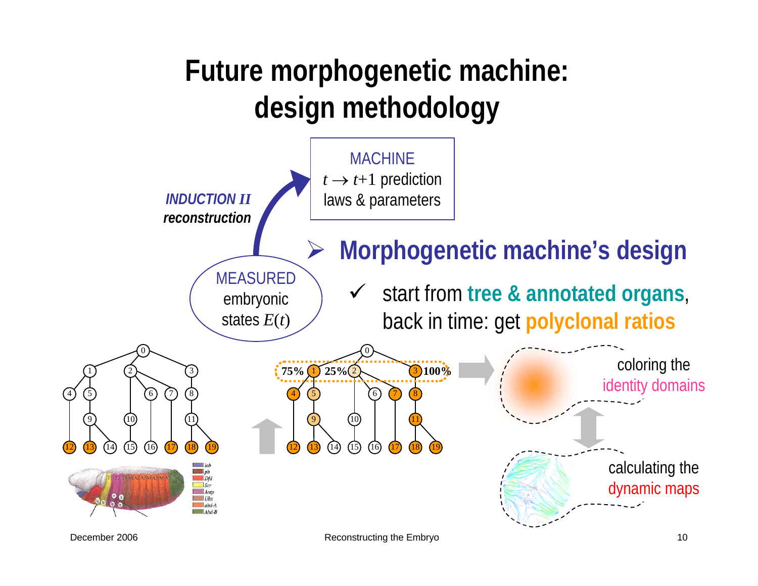# Future morphogenetic machine: design methodology

MACHINE
$t \rightarrow t+1$ prediction
laws & parameters

***INDUCTION II***
***reconstruction***

MEASURED
embryonic
states $E(t)$

- **Morphogenetic machine's design**
  - ✓ start from **tree & annotated organs**, back in time: get **polyclonal ratios**

0
1 2 3
4 5 6 7 8
9 10 11
12 13 14 15 16 17 18 19

iab
pb
Dfd
Scr
Antp
Ubx
abd-A
Abd-B

75% 25% 100%

0
1 2 3
4 5 6 7 8
9 10 11
12 13 14 15 16 17 18 19

coloring the
identity domains

calculating the
dynamic maps

December 2006

Reconstructing the Embryo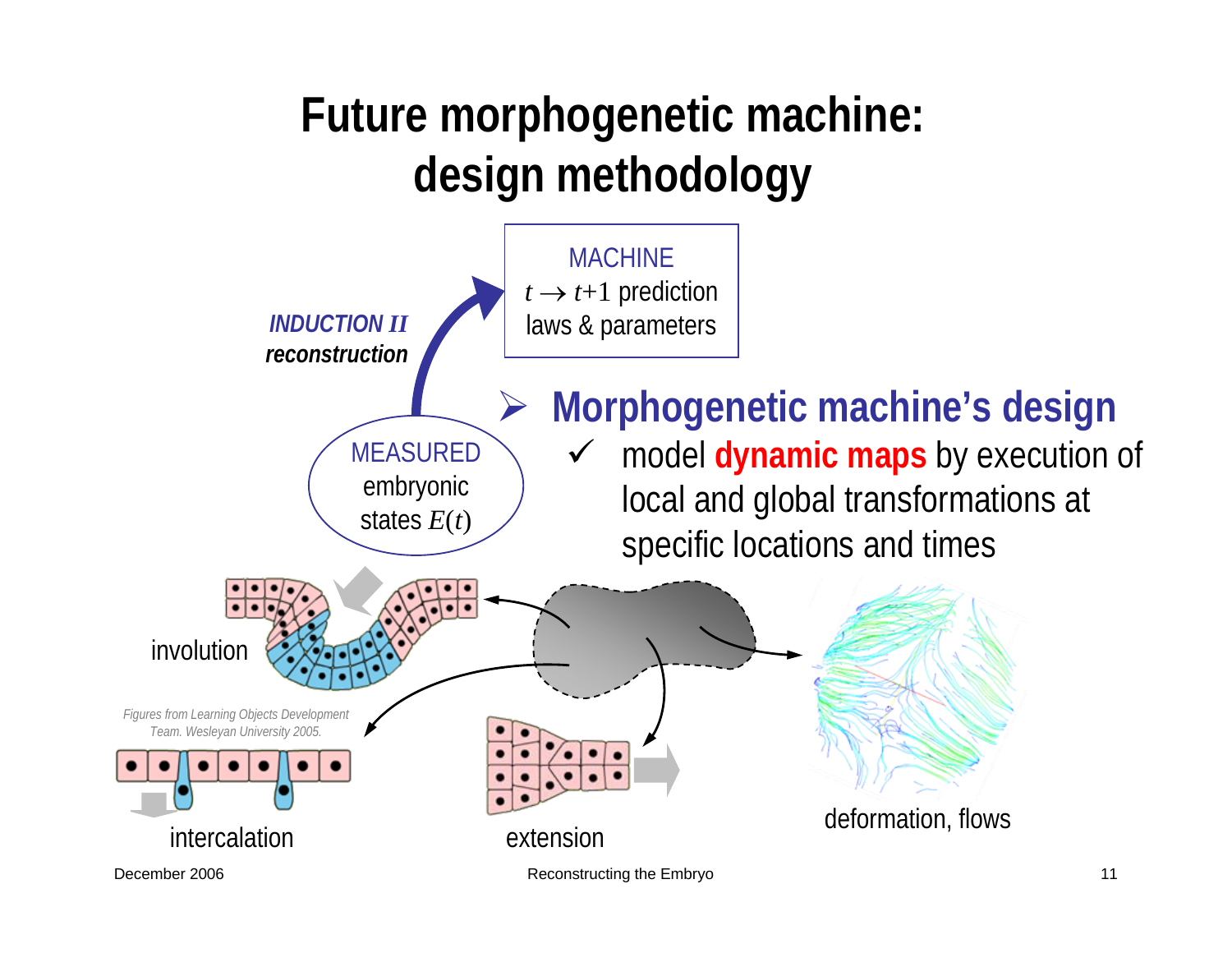# Future morphogenetic machine: design methodology

MACHINE
$t \rightarrow t{+}1$ prediction
laws & parameters

***INDUCTION II***
***reconstruction***

MEASURED
embryonic
states $E(t)$

- **Morphogenetic machine's design**
  - ✓ model **dynamic maps** by execution of local and global transformations at specific locations and times

involution

*Figures from Learning Objects Development Team. Wesleyan University 2005.*

intercalation

extension

deformation, flows

December 2006

Reconstructing the Embryo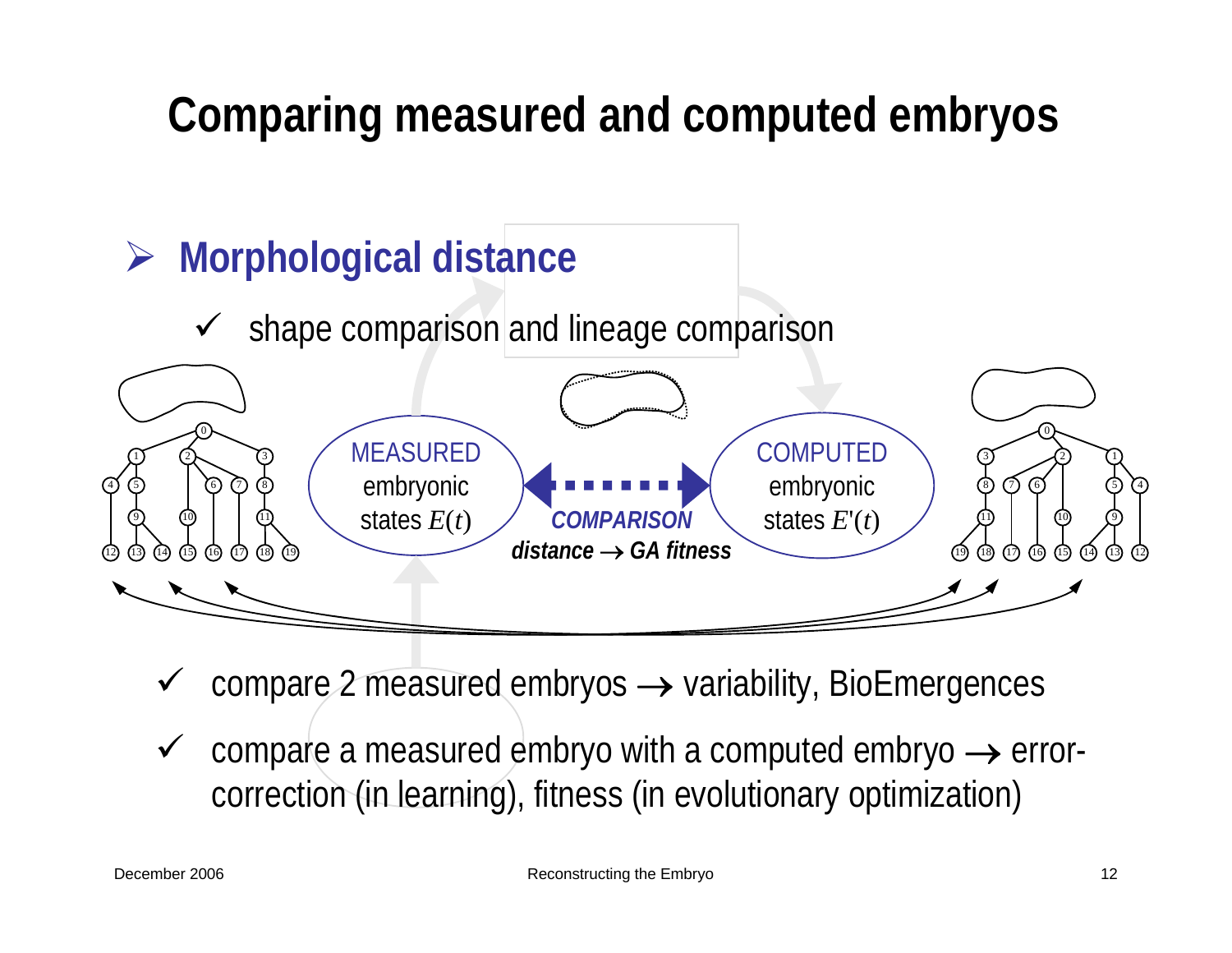# Comparing measured and computed embryos

- **Morphological distance**
  - ✓ shape comparison and lineage comparison

MEASURED embryonic states $E(t)$

*COMPARISON*

*distance → GA fitness*

COMPUTED embryonic states $E'(t)$

- ✓ compare 2 measured embryos → variability, BioEmergences
- ✓ compare a measured embryo with a computed embryo → error-correction (in learning), fitness (in evolutionary optimization)